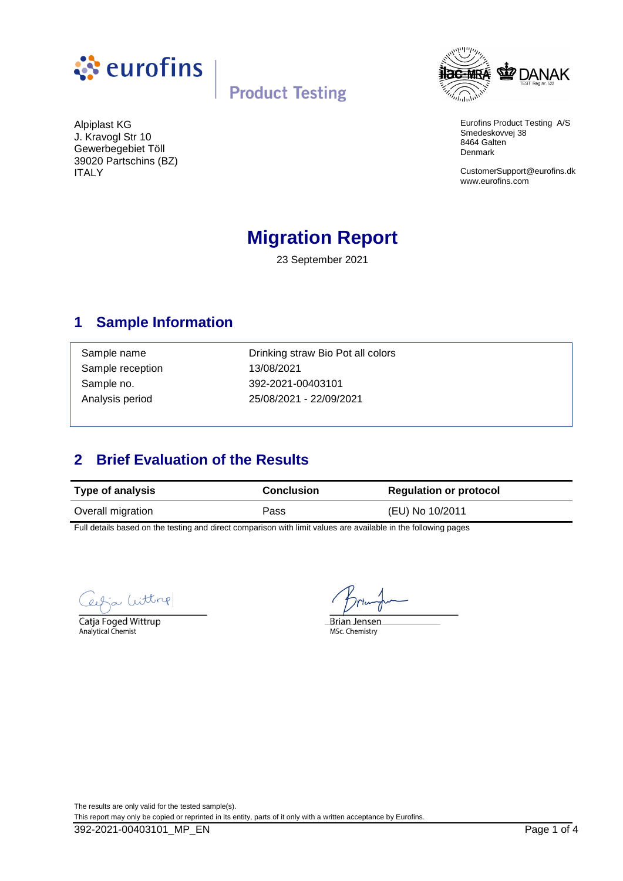eurofins | Product Testing

Alpiplast KG
J. Kravogl Str 10
Gewerbegebiet Töll
39020 Partschins (BZ)
ITALY

Eurofins Product Testing A/S
Smedeskovvej 38
8464 Galten
Denmark

CustomerSupport@eurofins.dk
www.eurofins.com

# Migration Report

23 September 2021

## 1 Sample Information

| | |
|---|---|
| Sample name | Drinking straw Bio Pot all colors |
| Sample reception | 13/08/2021 |
| Sample no. | 392-2021-00403101 |
| Analysis period | 25/08/2021 - 22/09/2021 |

## 2 Brief Evaluation of the Results

| Type of analysis | Conclusion | Regulation or protocol |
|---|---|---|
| Overall migration | Pass | (EU) No 10/2011 |

Full details based on the testing and direct comparison with limit values are available in the following pages

Catja Foged Wittrup
Analytical Chemist

Brian Jensen
MSc. Chemistry

The results are only valid for the tested sample(s).
This report may only be copied or reprinted in its entity, parts of it only with a written acceptance by Eurofins.

392-2021-00403101_MP_EN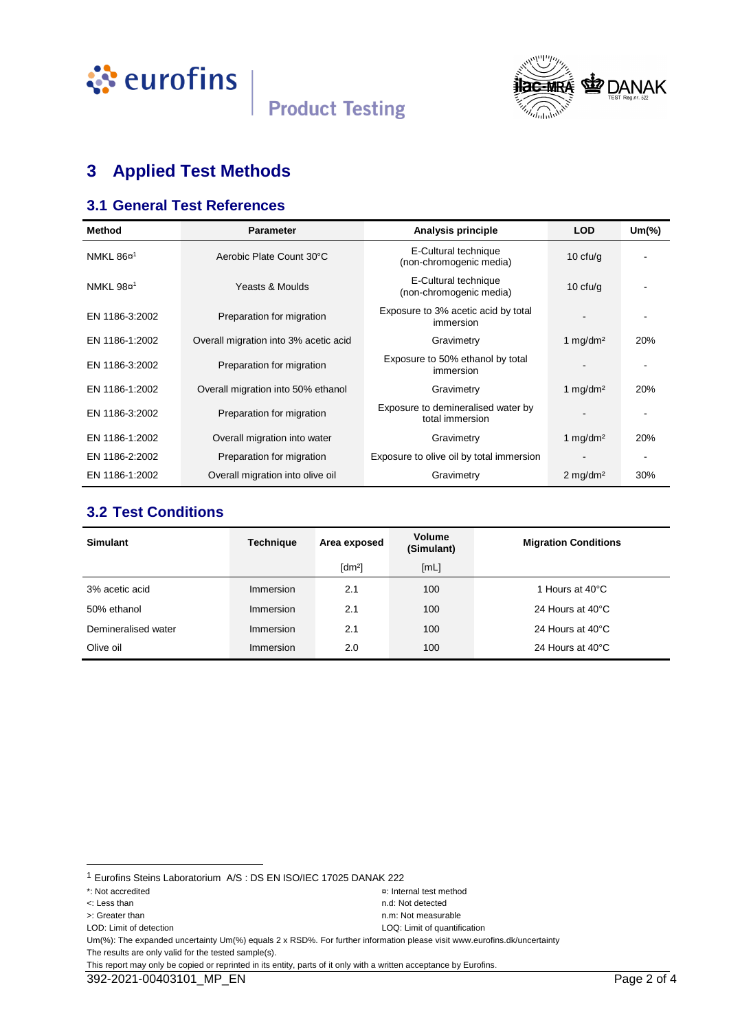# 3 Applied Test Methods

## 3.1 General Test References

| Method | Parameter | Analysis principle | LOD | Um(%) |
|---|---|---|---|---|
| NMKL 86¤[1] | Aerobic Plate Count 30°C | E-Cultural technique (non-chromogenic media) | 10 cfu/g | - |
| NMKL 98¤[1] | Yeasts & Moulds | E-Cultural technique (non-chromogenic media) | 10 cfu/g | - |
| EN 1186-3:2002 | Preparation for migration | Exposure to 3% acetic acid by total immersion | - | - |
| EN 1186-1:2002 | Overall migration into 3% acetic acid | Gravimetry | 1 mg/dm² | 20% |
| EN 1186-3:2002 | Preparation for migration | Exposure to 50% ethanol by total immersion | - | - |
| EN 1186-1:2002 | Overall migration into 50% ethanol | Gravimetry | 1 mg/dm² | 20% |
| EN 1186-3:2002 | Preparation for migration | Exposure to demineralised water by total immersion | - | - |
| EN 1186-1:2002 | Overall migration into water | Gravimetry | 1 mg/dm² | 20% |
| EN 1186-2:2002 | Preparation for migration | Exposure to olive oil by total immersion | - | - |
| EN 1186-1:2002 | Overall migration into olive oil | Gravimetry | 2 mg/dm² | 30% |

## 3.2 Test Conditions

| Simulant | Technique | Area exposed | Volume (Simulant) | Migration Conditions |
|---|---|---|---|---|
| | | [dm²] | [mL] | |
| 3% acetic acid | Immersion | 2.1 | 100 | 1 Hours at 40°C |
| 50% ethanol | Immersion | 2.1 | 100 | 24 Hours at 40°C |
| Demineralised water | Immersion | 2.1 | 100 | 24 Hours at 40°C |
| Olive oil | Immersion | 2.0 | 100 | 24 Hours at 40°C |

[1] Eurofins Steins Laboratorium A/S : DS EN ISO/IEC 17025 DANAK 222

*: Not accredited
¤: Internal test method
<: Less than
n.d: Not detected
>: Greater than
n.m: Not measurable
LOD: Limit of detection
LOQ: Limit of quantification

Um(%): The expanded uncertainty Um(%) equals 2 x RSD%. For further information please visit www.eurofins.dk/uncertainty

The results are only valid for the tested sample(s).

This report may only be copied or reprinted in its entity, parts of it only with a written acceptance by Eurofins.

392-2021-00403101_MP_EN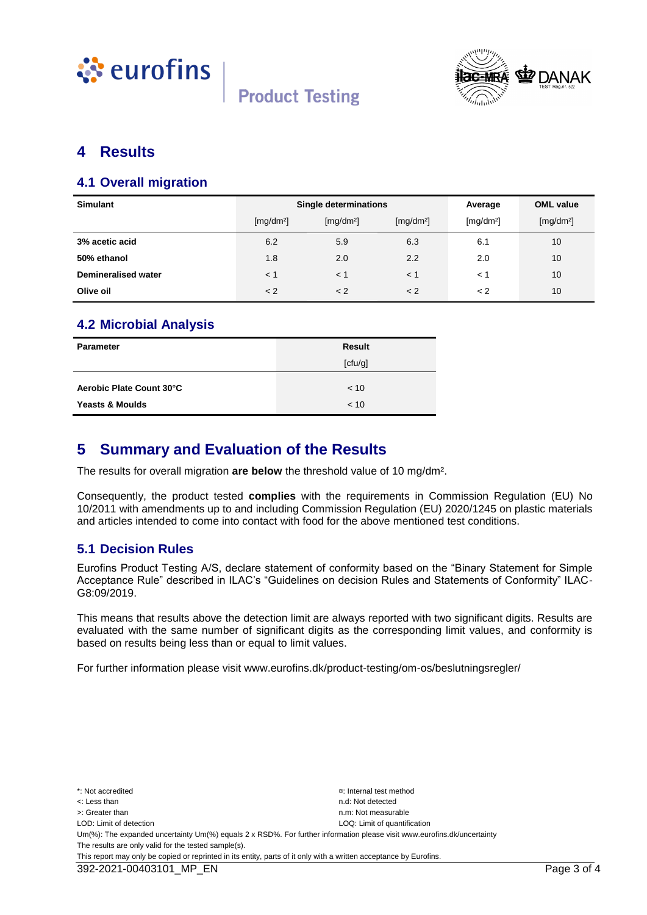# 4 Results

## 4.1 Overall migration

| Simulant | Single determinations | | | Average | OML value |
|---|---|---|---|---|---|
| | [mg/dm²] | [mg/dm²] | [mg/dm²] | [mg/dm²] | [mg/dm²] |
| **3% acetic acid** | 6.2 | 5.9 | 6.3 | 6.1 | 10 |
| **50% ethanol** | 1.8 | 2.0 | 2.2 | 2.0 | 10 |
| **Demineralised water** | < 1 | < 1 | < 1 | < 1 | 10 |
| **Olive oil** | < 2 | < 2 | < 2 | < 2 | 10 |

## 4.2 Microbial Analysis

| Parameter | Result [cfu/g] |
|---|---|
| **Aerobic Plate Count 30°C** | < 10 |
| **Yeasts & Moulds** | < 10 |

# 5 Summary and Evaluation of the Results

The results for overall migration **are below** the threshold value of 10 mg/dm².

Consequently, the product tested **complies** with the requirements in Commission Regulation (EU) No 10/2011 with amendments up to and including Commission Regulation (EU) 2020/1245 on plastic materials and articles intended to come into contact with food for the above mentioned test conditions.

## 5.1 Decision Rules

Eurofins Product Testing A/S, declare statement of conformity based on the "Binary Statement for Simple Acceptance Rule" described in ILAC's "Guidelines on decision Rules and Statements of Conformity" ILAC-G8:09/2019.

This means that results above the detection limit are always reported with two significant digits. Results are evaluated with the same number of significant digits as the corresponding limit values, and conformity is based on results being less than or equal to limit values.

For further information please visit www.eurofins.dk/product-testing/om-os/beslutningsregler/

*: Not accredited
<: Less than
>: Greater than
LOD: Limit of detection
¤: Internal test method
n.d: Not detected
n.m: Not measurable
LOQ: Limit of quantification
Um(%): The expanded uncertainty Um(%) equals 2 x RSD%. For further information please visit www.eurofins.dk/uncertainty
The results are only valid for the tested sample(s).
This report may only be copied or reprinted in its entity, parts of it only with a written acceptance by Eurofins.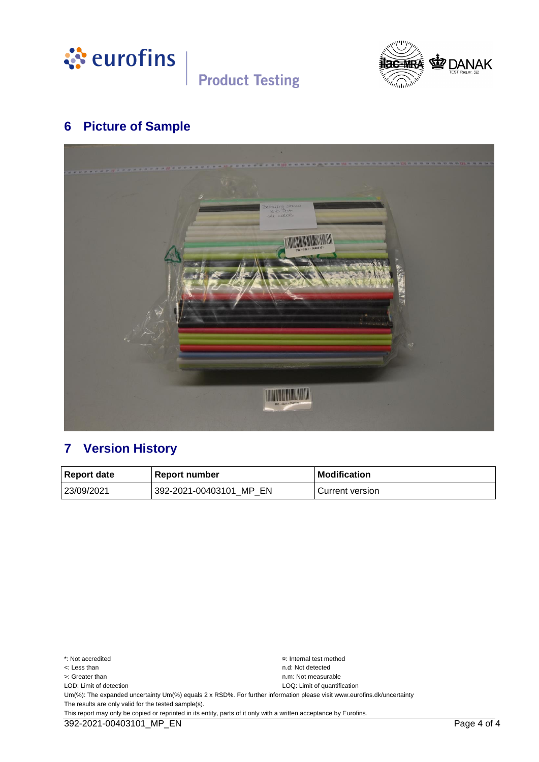## 6 Picture of Sample

## 7 Version History

| Report date | Report number | Modification |
|---|---|---|
| 23/09/2021 | 392-2021-00403101_MP_EN | Current version |

*: Not accredited
¤: Internal test method
<: Less than
n.d: Not detected
>: Greater than
n.m: Not measurable
LOD: Limit of detection
LOQ: Limit of quantification

Um(%): The expanded uncertainty Um(%) equals 2 x RSD%. For further information please visit www.eurofins.dk/uncertainty

The results are only valid for the tested sample(s).

This report may only be copied or reprinted in its entity, parts of it only with a written acceptance by Eurofins.